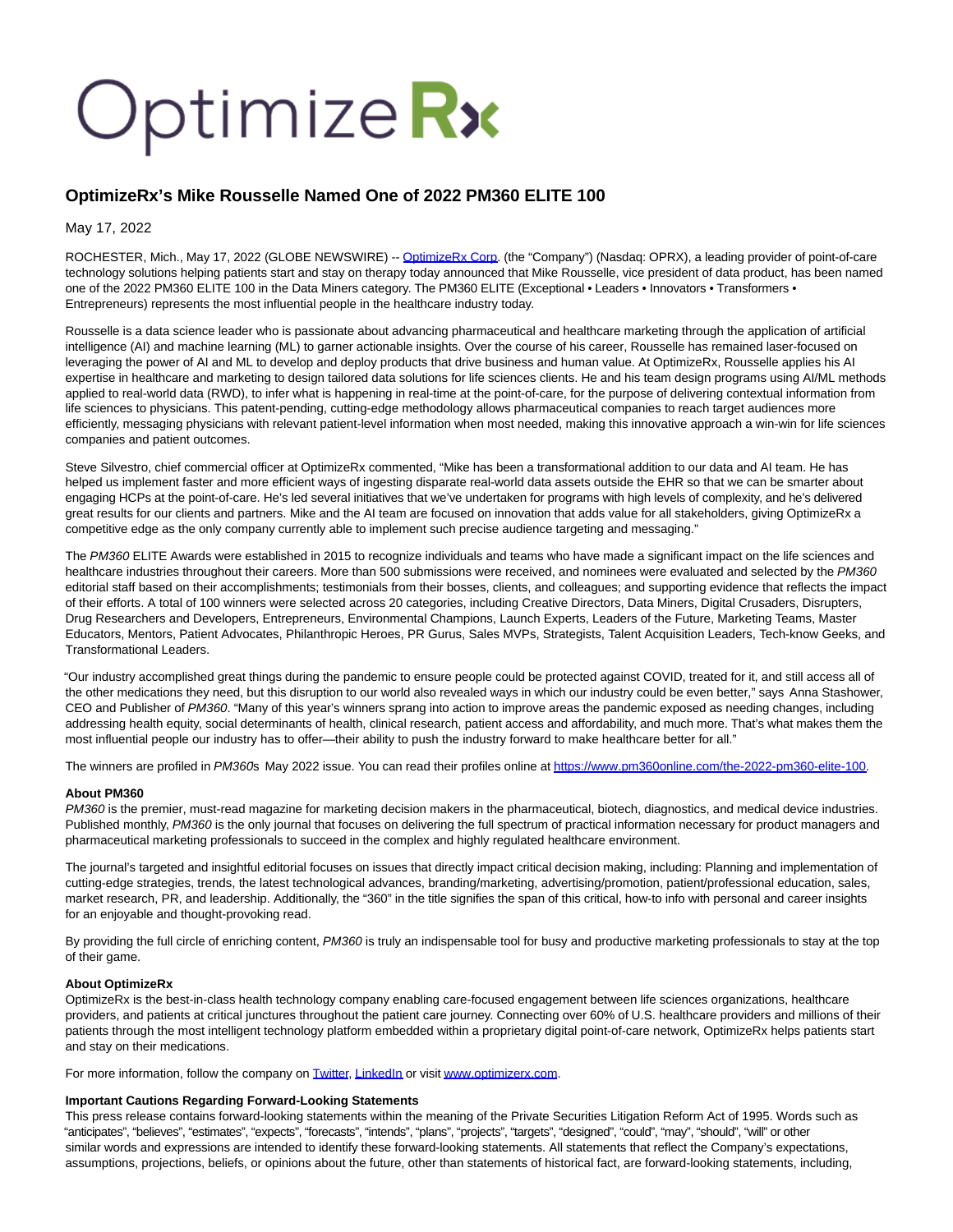OptimizeRx

## OptimizeRx's Mike Rousselle Named One of 2022 PM360 ELITE 100

May 17, 2022

ROCHESTER, Mich., May 17, 2022 (GLOBE NEWSWIRE) -- OptimizeRx Corp. (the "Company") (Nasdaq: OPRX), a leading provider of point-of-care technology solutions helping patients start and stay on therapy today announced that Mike Rousselle, vice president of data product, has been named one of the 2022 PM360 ELITE 100 in the Data Miners category. The PM360 ELITE (Exceptional • Leaders • Innovators • Transformers • Entrepreneurs) represents the most influential people in the healthcare industry today.

Rousselle is a data science leader who is passionate about advancing pharmaceutical and healthcare marketing through the application of artificial intelligence (AI) and machine learning (ML) to garner actionable insights. Over the course of his career, Rousselle has remained laser-focused on leveraging the power of AI and ML to develop and deploy products that drive business and human value. At OptimizeRx, Rousselle applies his AI expertise in healthcare and marketing to design tailored data solutions for life sciences clients. He and his team design programs using AI/ML methods applied to real-world data (RWD), to infer what is happening in real-time at the point-of-care, for the purpose of delivering contextual information from life sciences to physicians. This patent-pending, cutting-edge methodology allows pharmaceutical companies to reach target audiences more efficiently, messaging physicians with relevant patient-level information when most needed, making this innovative approach a win-win for life sciences companies and patient outcomes.

Steve Silvestro, chief commercial officer at OptimizeRx commented, "Mike has been a transformational addition to our data and AI team. He has helped us implement faster and more efficient ways of ingesting disparate real-world data assets outside the EHR so that we can be smarter about engaging HCPs at the point-of-care. He's led several initiatives that we've undertaken for programs with high levels of complexity, and he's delivered great results for our clients and partners. Mike and the AI team are focused on innovation that adds value for all stakeholders, giving OptimizeRx a competitive edge as the only company currently able to implement such precise audience targeting and messaging."

The *PM360* ELITE Awards were established in 2015 to recognize individuals and teams who have made a significant impact on the life sciences and healthcare industries throughout their careers. More than 500 submissions were received, and nominees were evaluated and selected by the *PM360* editorial staff based on their accomplishments; testimonials from their bosses, clients, and colleagues; and supporting evidence that reflects the impact of their efforts. A total of 100 winners were selected across 20 categories, including Creative Directors, Data Miners, Digital Crusaders, Disrupters, Drug Researchers and Developers, Entrepreneurs, Environmental Champions, Launch Experts, Leaders of the Future, Marketing Teams, Master Educators, Mentors, Patient Advocates, Philanthropic Heroes, PR Gurus, Sales MVPs, Strategists, Talent Acquisition Leaders, Tech-know Geeks, and Transformational Leaders.

"Our industry accomplished great things during the pandemic to ensure people could be protected against COVID, treated for it, and still access all of the other medications they need, but this disruption to our world also revealed ways in which our industry could be even better," says Anna Stashower, CEO and Publisher of *PM360*. "Many of this year's winners sprang into action to improve areas the pandemic exposed as needing changes, including addressing health equity, social determinants of health, clinical research, patient access and affordability, and much more. That's what makes them the most influential people our industry has to offer—their ability to push the industry forward to make healthcare better for all."

The winners are profiled in *PM360*s May 2022 issue. You can read their profiles online at https://www.pm360online.com/the-2022-pm360-elite-100.

**About PM360**
*PM360* is the premier, must-read magazine for marketing decision makers in the pharmaceutical, biotech, diagnostics, and medical device industries. Published monthly, *PM360* is the only journal that focuses on delivering the full spectrum of practical information necessary for product managers and pharmaceutical marketing professionals to succeed in the complex and highly regulated healthcare environment.

The journal's targeted and insightful editorial focuses on issues that directly impact critical decision making, including: Planning and implementation of cutting-edge strategies, trends, the latest technological advances, branding/marketing, advertising/promotion, patient/professional education, sales, market research, PR, and leadership. Additionally, the "360" in the title signifies the span of this critical, how-to info with personal and career insights for an enjoyable and thought-provoking read.

By providing the full circle of enriching content, *PM360* is truly an indispensable tool for busy and productive marketing professionals to stay at the top of their game.

**About OptimizeRx**
OptimizeRx is the best-in-class health technology company enabling care-focused engagement between life sciences organizations, healthcare providers, and patients at critical junctures throughout the patient care journey. Connecting over 60% of U.S. healthcare providers and millions of their patients through the most intelligent technology platform embedded within a proprietary digital point-of-care network, OptimizeRx helps patients start and stay on their medications.

For more information, follow the company on Twitter, LinkedIn or visit www.optimizerx.com.

**Important Cautions Regarding Forward-Looking Statements**
This press release contains forward-looking statements within the meaning of the Private Securities Litigation Reform Act of 1995. Words such as "anticipates", "believes", "estimates", "expects", "forecasts", "intends", "plans", "projects", "targets", "designed", "could", "may", "should", "will" or other similar words and expressions are intended to identify these forward-looking statements. All statements that reflect the Company's expectations, assumptions, projections, beliefs, or opinions about the future, other than statements of historical fact, are forward-looking statements, including,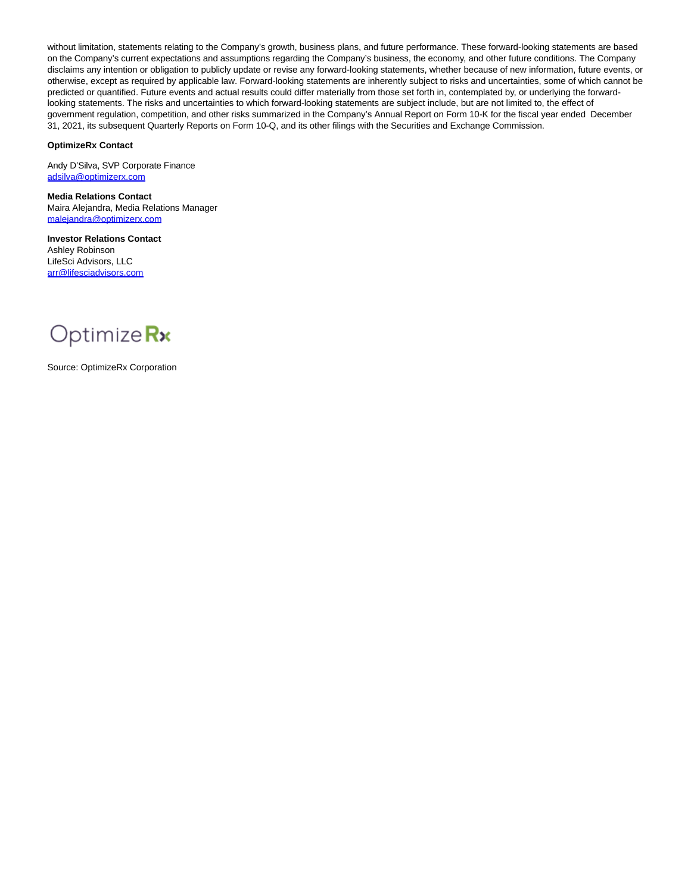without limitation, statements relating to the Company's growth, business plans, and future performance. These forward-looking statements are based on the Company's current expectations and assumptions regarding the Company's business, the economy, and other future conditions. The Company disclaims any intention or obligation to publicly update or revise any forward-looking statements, whether because of new information, future events, or otherwise, except as required by applicable law. Forward-looking statements are inherently subject to risks and uncertainties, some of which cannot be predicted or quantified. Future events and actual results could differ materially from those set forth in, contemplated by, or underlying the forward-looking statements. The risks and uncertainties to which forward-looking statements are subject include, but are not limited to, the effect of government regulation, competition, and other risks summarized in the Company's Annual Report on Form 10-K for the fiscal year ended December 31, 2021, its subsequent Quarterly Reports on Form 10-Q, and its other filings with the Securities and Exchange Commission.

**OptimizeRx Contact**

Andy D'Silva, SVP Corporate Finance
adsilva@optimizerx.com

**Media Relations Contact**
Maira Alejandra, Media Relations Manager
malejandra@optimizerx.com

**Investor Relations Contact**
Ashley Robinson
LifeSci Advisors, LLC
arr@lifesciadvisors.com

OptimizeRx

Source: OptimizeRx Corporation